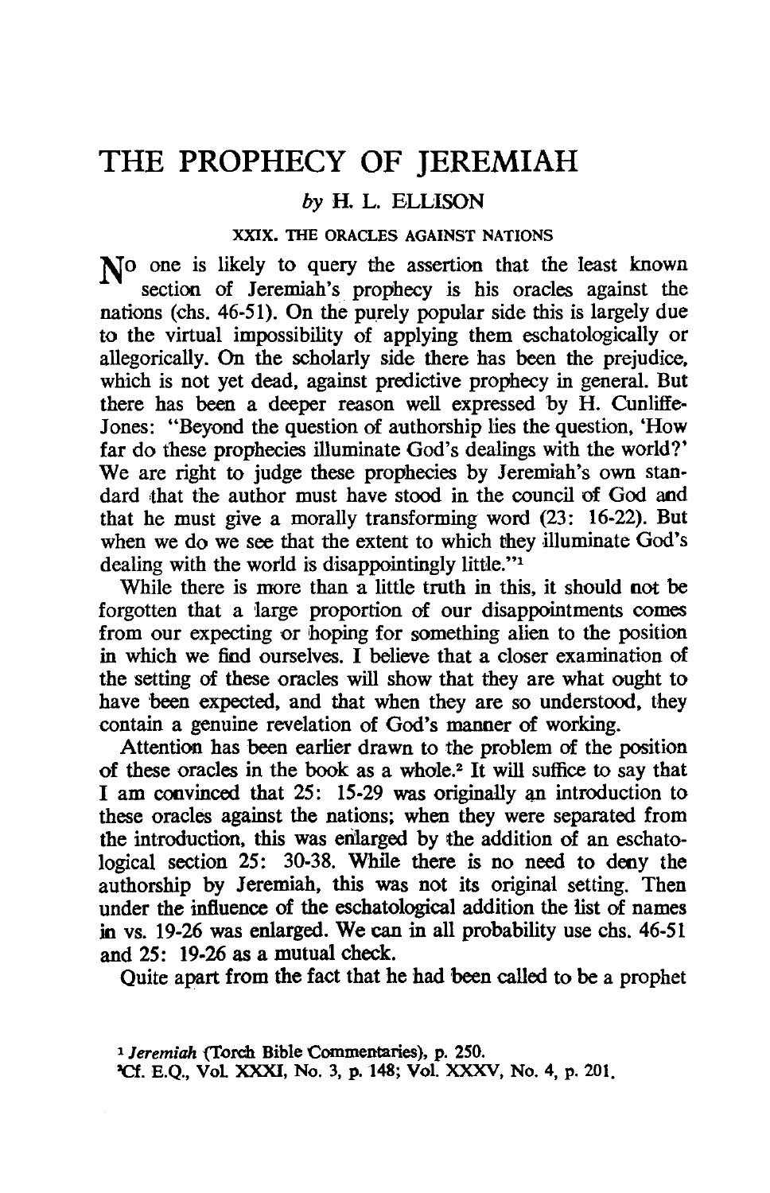# THE PROPHECY OF JEREMIAH

*by* H. L. ELLISON

### XXIX. THE ORACLES AGAINST NATIONS

No one is likely to query the assertion that the least known section of Jeremiah's prophecy is his oracles against the nations (chs. 46-51). On the purely popular side this is largely due to the virtual impossibility of applying them eschatologically or allegorically. On the scholarly side there has been the prejudice, which is not yet dead, against predictive prophecy in general. But there has been a deeper reason well expressed by H. Cunliffe-Jones: "Beyond the question of authorship lies the question, 'How far do these prophecies illuminate God's dealings with the world?' We are right to judge these prophecies by Jeremiah's own standard that the author must have stood in the council of God and that he must give a morally transforming word (23: 16-22). But when we do we see that the extent to which they illuminate God's dealing with the world is disappointingly little."[1]

While there is more than a little truth in this, it should not be forgotten that a large proportion of our disappointments comes from our expecting or hoping for something alien to the position in which we find ourselves. I believe that a closer examination of the setting of these oracles will show that they are what ought to have been expected, and that when they are so understood, they contain a genuine revelation of God's manner of working.

Attention has been earlier drawn to the problem of the position of these oracles in the book as a whole.[2] It will suffice to say that I am convinced that 25: 15-29 was originally an introduction to these oracles against the nations; when they were separated from the introduction, this was enlarged by the addition of an eschatological section 25: 30-38. While there is no need to deny the authorship by Jeremiah, this was not its original setting. Then under the influence of the eschatological addition the list of names in vs. 19-26 was enlarged. We can in all probability use chs. 46-51 and 25: 19-26 as a mutual check.

Quite apart from the fact that he had been called to be a prophet

---

[1] *Jeremiah* (Torch Bible Commentaries), p. 250.

[2] Cf. E.Q., Vol. XXXI, No. 3, p. 148; Vol. XXXV, No. 4, p. 201.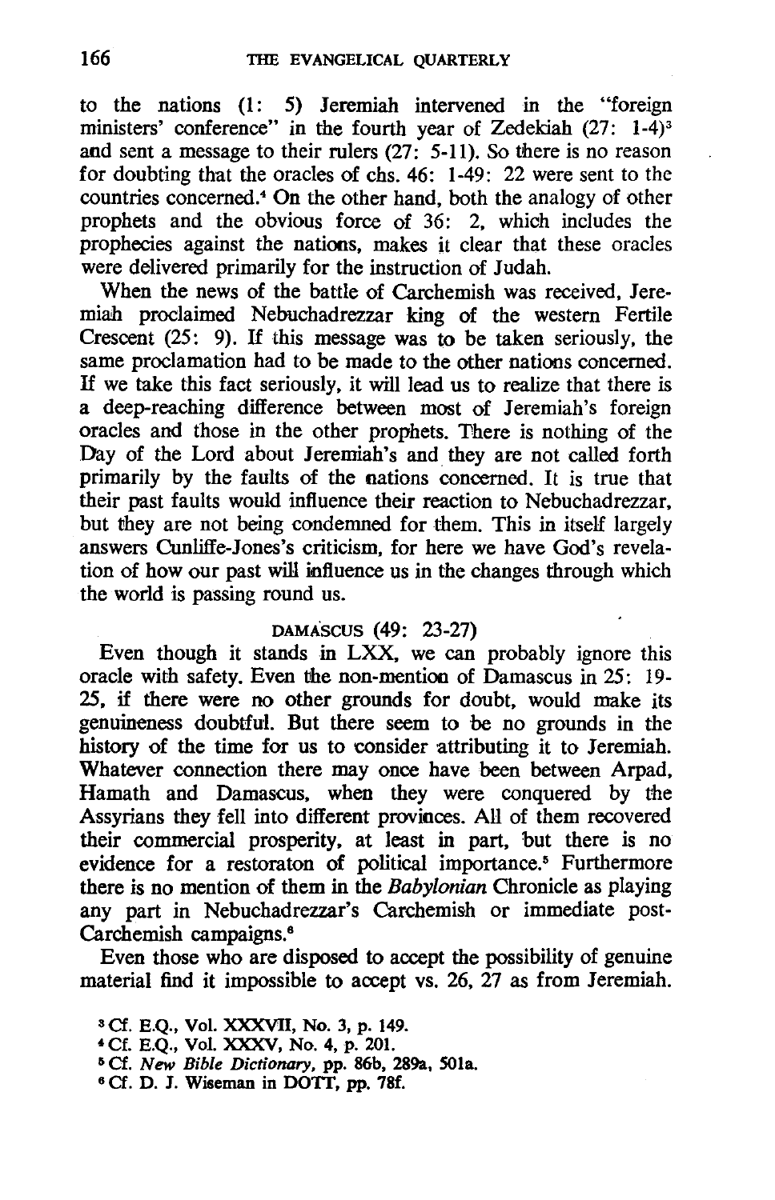to the nations (1: 5) Jeremiah intervened in the "foreign ministers' conference" in the fourth year of Zedekiah (27: 1-4)[3] and sent a message to their rulers (27: 5-11). So there is no reason for doubting that the oracles of chs. 46: 1-49: 22 were sent to the countries concerned.[4] On the other hand, both the analogy of other prophets and the obvious force of 36: 2, which includes the prophecies against the nations, makes it clear that these oracles were delivered primarily for the instruction of Judah.

When the news of the battle of Carchemish was received, Jeremiah proclaimed Nebuchadrezzar king of the western Fertile Crescent (25: 9). If this message was to be taken seriously, the same proclamation had to be made to the other nations concerned. If we take this fact seriously, it will lead us to realize that there is a deep-reaching difference between most of Jeremiah's foreign oracles and those in the other prophets. There is nothing of the Day of the Lord about Jeremiah's and they are not called forth primarily by the faults of the nations concerned. It is true that their past faults would influence their reaction to Nebuchadrezzar, but they are not being condemned for them. This in itself largely answers Cunliffe-Jones's criticism, for here we have God's revelation of how our past will influence us in the changes through which the world is passing round us.

### DAMASCUS (49: 23-27)

Even though it stands in LXX, we can probably ignore this oracle with safety. Even the non-mention of Damascus in 25: 19-25, if there were no other grounds for doubt, would make its genuineness doubtful. But there seem to be no grounds in the history of the time for us to consider attributing it to Jeremiah. Whatever connection there may once have been between Arpad, Hamath and Damascus, when they were conquered by the Assyrians they fell into different provinces. All of them recovered their commercial prosperity, at least in part, but there is no evidence for a restoraton of political importance.[5] Furthermore there is no mention of them in the *Babylonian* Chronicle as playing any part in Nebuchadrezzar's Carchemish or immediate post-Carchemish campaigns.[6]

Even those who are disposed to accept the possibility of genuine material find it impossible to accept vs. 26, 27 as from Jeremiah.

[3] Cf. E.Q., Vol. XXXVII, No. 3, p. 149.

[4] Cf. E.Q., Vol. XXXV, No. 4, p. 201.

[5] Cf. *New Bible Dictionary*, pp. 86b, 289a, 501a.

[6] Cf. D. J. Wiseman in DOTT, pp. 78f.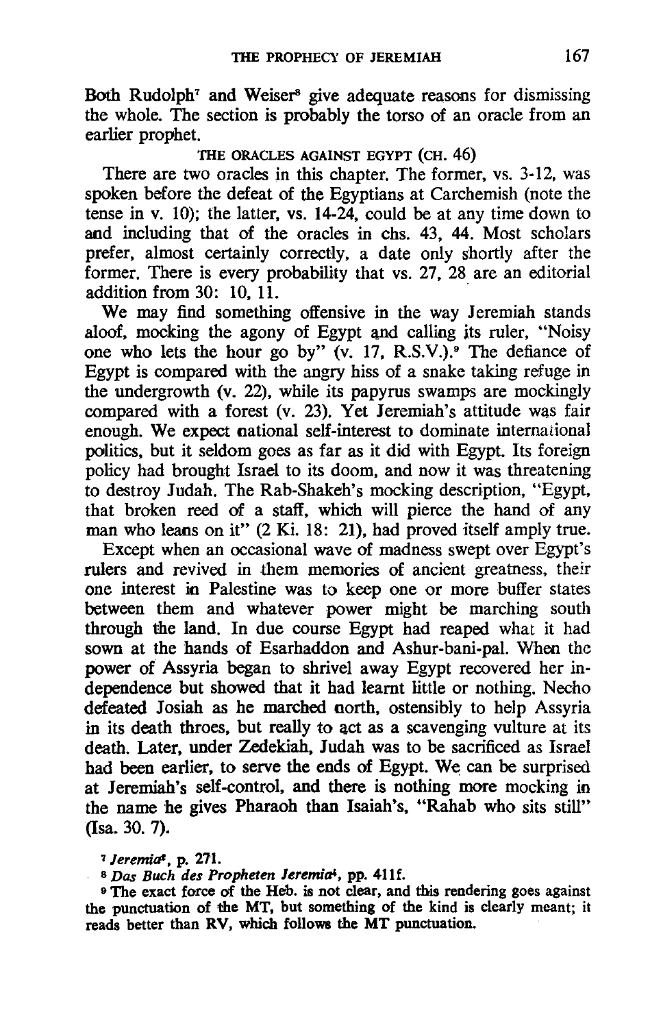Both Rudolph[7] and Weiser[8] give adequate reasons for dismissing the whole. The section is probably the torso of an oracle from an earlier prophet.

## THE ORACLES AGAINST EGYPT (CH. 46)

There are two oracles in this chapter. The former, vs. 3-12, was spoken before the defeat of the Egyptians at Carchemish (note the tense in v. 10); the latter, vs. 14-24, could be at any time down to and including that of the oracles in chs. 43, 44. Most scholars prefer, almost certainly correctly, a date only shortly after the former. There is every probability that vs. 27, 28 are an editorial addition from 30: 10, 11.

We may find something offensive in the way Jeremiah stands aloof, mocking the agony of Egypt and calling its ruler, "Noisy one who lets the hour go by" (v. 17, R.S.V.).[9] The defiance of Egypt is compared with the angry hiss of a snake taking refuge in the undergrowth (v. 22), while its papyrus swamps are mockingly compared with a forest (v. 23). Yet Jeremiah's attitude was fair enough. We expect national self-interest to dominate international politics, but it seldom goes as far as it did with Egypt. Its foreign policy had brought Israel to its doom, and now it was threatening to destroy Judah. The Rab-Shakeh's mocking description, "Egypt, that broken reed of a staff, which will pierce the hand of any man who leans on it" (2 Ki. 18: 21), had proved itself amply true.

Except when an occasional wave of madness swept over Egypt's rulers and revived in them memories of ancient greatness, their one interest in Palestine was to keep one or more buffer states between them and whatever power might be marching south through the land. In due course Egypt had reaped what it had sown at the hands of Esarhaddon and Ashur-bani-pal. When the power of Assyria began to shrivel away Egypt recovered her independence but showed that it had learnt little or nothing. Necho defeated Josiah as he marched north, ostensibly to help Assyria in its death throes, but really to act as a scavenging vulture at its death. Later, under Zedekiah, Judah was to be sacrificed as Israel had been earlier, to serve the ends of Egypt. We can be surprised at Jeremiah's self-control, and there is nothing more mocking in the name he gives Pharaoh than Isaiah's, "Rahab who sits still" (Isa. 30. 7).

[7] *Jeremia*[2], p. 271.

[8] *Das Buch des Propheten Jeremia*[4], pp. 411f.

[9] The exact force of the Heb. is not clear, and this rendering goes against the punctuation of the MT, but something of the kind is clearly meant; it reads better than RV, which follows the MT punctuation.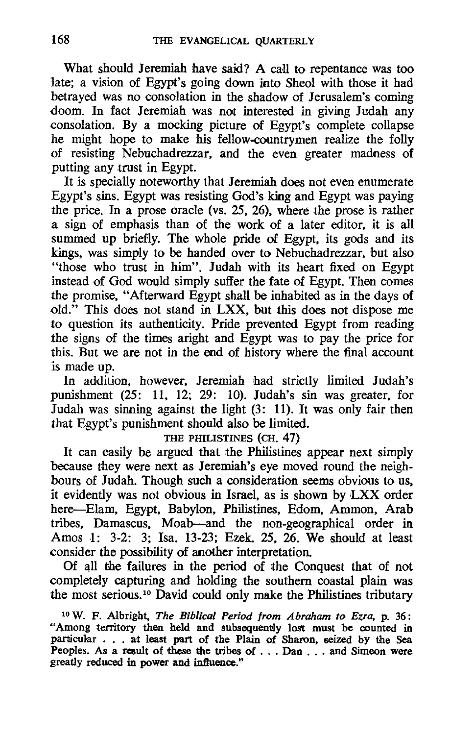What should Jeremiah have said? A call to repentance was too late; a vision of Egypt's going down into Sheol with those it had betrayed was no consolation in the shadow of Jerusalem's coming doom. In fact Jeremiah was not interested in giving Judah any consolation. By a mocking picture of Egypt's complete collapse he might hope to make his fellow-countrymen realize the folly of resisting Nebuchadrezzar, and the even greater madness of putting any trust in Egypt.

It is specially noteworthy that Jeremiah does not even enumerate Egypt's sins. Egypt was resisting God's king and Egypt was paying the price. In a prose oracle (vs. 25, 26), where the prose is rather a sign of emphasis than of the work of a later editor, it is all summed up briefly. The whole pride of Egypt, its gods and its kings, was simply to be handed over to Nebuchadrezzar, but also "those who trust in him". Judah with its heart fixed on Egypt instead of God would simply suffer the fate of Egypt. Then comes the promise, "Afterward Egypt shall be inhabited as in the days of old." This does not stand in LXX, but this does not dispose me to question its authenticity. Pride prevented Egypt from reading the signs of the times aright and Egypt was to pay the price for this. But we are not in the end of history where the final account is made up.

In addition, however, Jeremiah had strictly limited Judah's punishment (25: 11, 12; 29: 10). Judah's sin was greater, for Judah was sinning against the light (3: 11). It was only fair then that Egypt's punishment should also be limited.

### THE PHILISTINES (CH. 47)

It can easily be argued that the Philistines appear next simply because they were next as Jeremiah's eye moved round the neighbours of Judah. Though such a consideration seems obvious to us, it evidently was not obvious in Israel, as is shown by LXX order here—Elam, Egypt, Babylon, Philistines, Edom, Ammon, Arab tribes, Damascus, Moab—and the non-geographical order in Amos 1: 3-2: 3; Isa. 13-23; Ezek. 25, 26. We should at least consider the possibility of another interpretation.

Of all the failures in the period of the Conquest that of not completely capturing and holding the southern coastal plain was the most serious.[10] David could only make the Philistines tributary

[10] W. F. Albright, *The Biblical Period from Abraham to Ezra*, p. 36: "Among territory then held and subsequently lost must be counted in particular . . . at least part of the Plain of Sharon, seized by the Sea Peoples. As a result of these the tribes of . . . Dan . . . and Simeon were greatly reduced in power and influence."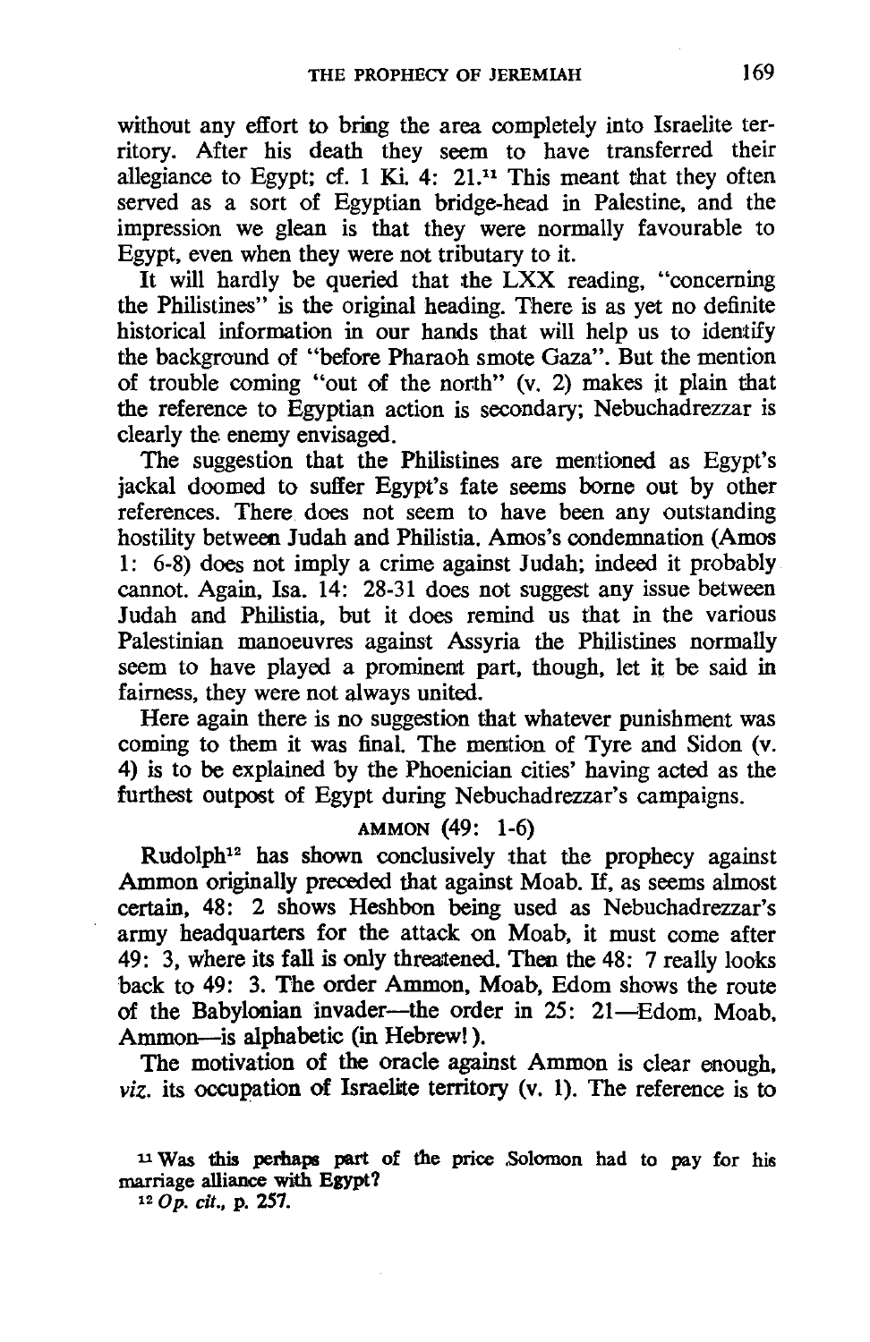without any effort to bring the area completely into Israelite territory. After his death they seem to have transferred their allegiance to Egypt; cf. 1 Ki. 4: 21.[11] This meant that they often served as a sort of Egyptian bridge-head in Palestine, and the impression we glean is that they were normally favourable to Egypt, even when they were not tributary to it.

It will hardly be queried that the LXX reading, "concerning the Philistines" is the original heading. There is as yet no definite historical information in our hands that will help us to identify the background of "before Pharaoh smote Gaza". But the mention of trouble coming "out of the north" (v. 2) makes it plain that the reference to Egyptian action is secondary; Nebuchadrezzar is clearly the enemy envisaged.

The suggestion that the Philistines are mentioned as Egypt's jackal doomed to suffer Egypt's fate seems borne out by other references. There does not seem to have been any outstanding hostility between Judah and Philistia. Amos's condemnation (Amos 1: 6-8) does not imply a crime against Judah; indeed it probably cannot. Again, Isa. 14: 28-31 does not suggest any issue between Judah and Philistia, but it does remind us that in the various Palestinian manoeuvres against Assyria the Philistines normally seem to have played a prominent part, though, let it be said in fairness, they were not always united.

Here again there is no suggestion that whatever punishment was coming to them it was final. The mention of Tyre and Sidon (v. 4) is to be explained by the Phoenician cities' having acted as the furthest outpost of Egypt during Nebuchadrezzar's campaigns.

### AMMON (49: 1-6)

Rudolph[12] has shown conclusively that the prophecy against Ammon originally preceded that against Moab. If, as seems almost certain, 48: 2 shows Heshbon being used as Nebuchadrezzar's army headquarters for the attack on Moab, it must come after 49: 3, where its fall is only threatened. Then the 48: 7 really looks back to 49: 3. The order Ammon, Moab, Edom shows the route of the Babylonian invader—the order in 25: 21—Edom, Moab, Ammon—is alphabetic (in Hebrew!).

The motivation of the oracle against Ammon is clear enough, *viz.* its occupation of Israelite territory (v. 1). The reference is to

[11] Was this perhaps part of the price Solomon had to pay for his marriage alliance with Egypt?

[12] *Op. cit.*, p. 257.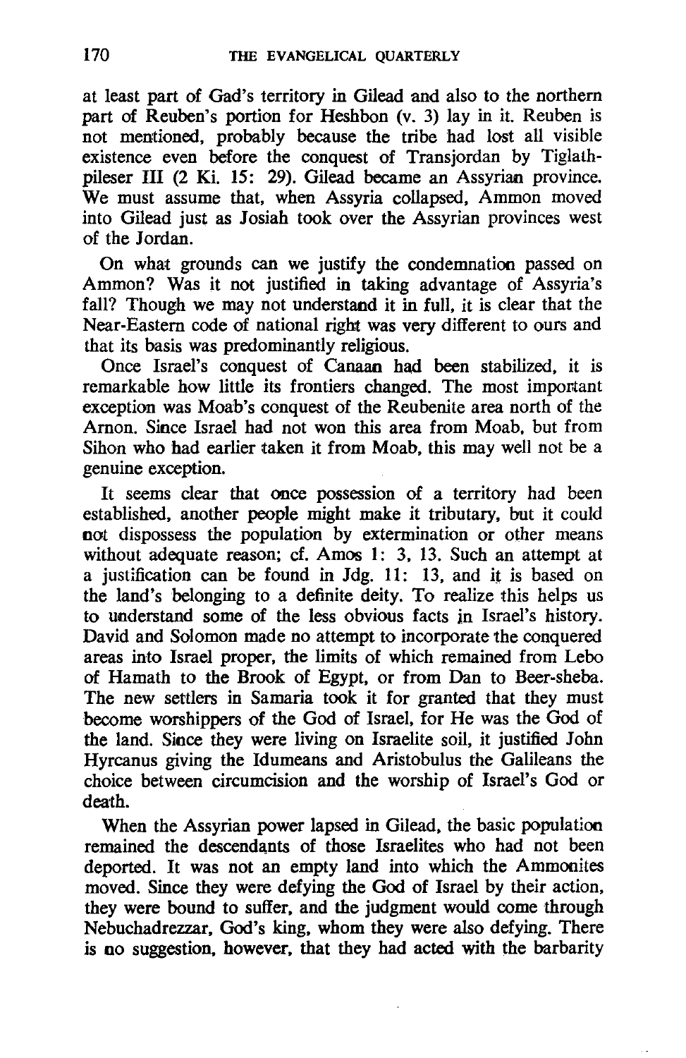at least part of Gad's territory in Gilead and also to the northern part of Reuben's portion for Heshbon (v. 3) lay in it. Reuben is not mentioned, probably because the tribe had lost all visible existence even before the conquest of Transjordan by Tiglath-pileser III (2 Ki. 15: 29). Gilead became an Assyrian province. We must assume that, when Assyria collapsed, Ammon moved into Gilead just as Josiah took over the Assyrian provinces west of the Jordan.

On what grounds can we justify the condemnation passed on Ammon? Was it not justified in taking advantage of Assyria's fall? Though we may not understand it in full, it is clear that the Near-Eastern code of national right was very different to ours and that its basis was predominantly religious.

Once Israel's conquest of Canaan had been stabilized, it is remarkable how little its frontiers changed. The most important exception was Moab's conquest of the Reubenite area north of the Arnon. Since Israel had not won this area from Moab, but from Sihon who had earlier taken it from Moab, this may well not be a genuine exception.

It seems clear that once possession of a territory had been established, another people might make it tributary, but it could not dispossess the population by extermination or other means without adequate reason; cf. Amos 1: 3, 13. Such an attempt at a justification can be found in Jdg. 11: 13, and it is based on the land's belonging to a definite deity. To realize this helps us to understand some of the less obvious facts in Israel's history. David and Solomon made no attempt to incorporate the conquered areas into Israel proper, the limits of which remained from Lebo of Hamath to the Brook of Egypt, or from Dan to Beer-sheba. The new settlers in Samaria took it for granted that they must become worshippers of the God of Israel, for He was the God of the land. Since they were living on Israelite soil, it justified John Hyrcanus giving the Idumeans and Aristobulus the Galileans the choice between circumcision and the worship of Israel's God or death.

When the Assyrian power lapsed in Gilead, the basic population remained the descendants of those Israelites who had not been deported. It was not an empty land into which the Ammonites moved. Since they were defying the God of Israel by their action, they were bound to suffer, and the judgment would come through Nebuchadrezzar, God's king, whom they were also defying. There is no suggestion, however, that they had acted with the barbarity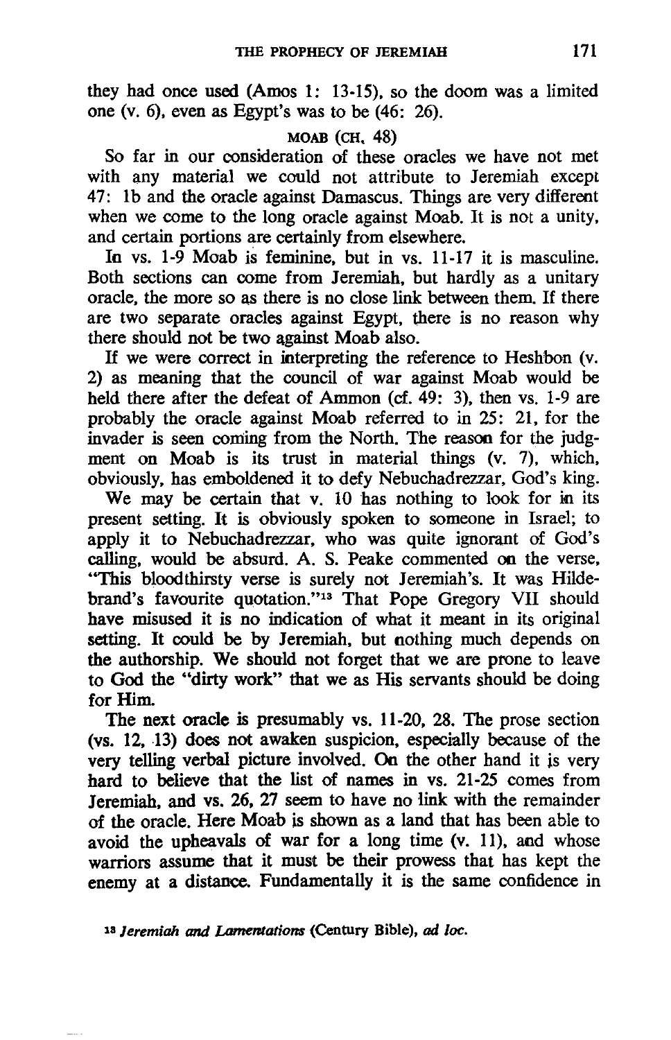they had once used (Amos 1: 13-15), so the doom was a limited one (v. 6), even as Egypt's was to be (46: 26).

### MOAB (CH. 48)

So far in our consideration of these oracles we have not met with any material we could not attribute to Jeremiah except 47: 1b and the oracle against Damascus. Things are very different when we come to the long oracle against Moab. It is not a unity, and certain portions are certainly from elsewhere.

In vs. 1-9 Moab is feminine, but in vs. 11-17 it is masculine. Both sections can come from Jeremiah, but hardly as a unitary oracle, the more so as there is no close link between them. If there are two separate oracles against Egypt, there is no reason why there should not be two against Moab also.

If we were correct in interpreting the reference to Heshbon (v. 2) as meaning that the council of war against Moab would be held there after the defeat of Ammon (cf. 49: 3), then vs. 1-9 are probably the oracle against Moab referred to in 25: 21, for the invader is seen coming from the North. The reason for the judgment on Moab is its trust in material things (v. 7), which, obviously, has emboldened it to defy Nebuchadrezzar, God's king.

We may be certain that v. 10 has nothing to look for in its present setting. It is obviously spoken to someone in Israel; to apply it to Nebuchadrezzar, who was quite ignorant of God's calling, would be absurd. A. S. Peake commented on the verse, "This bloodthirsty verse is surely not Jeremiah's. It was Hildebrand's favourite quotation."[13] That Pope Gregory VII should have misused it is no indication of what it meant in its original setting. It could be by Jeremiah, but nothing much depends on the authorship. We should not forget that we are prone to leave to God the "dirty work" that we as His servants should be doing for Him.

The next oracle is presumably vs. 11-20, 28. The prose section (vs. 12, 13) does not awaken suspicion, especially because of the very telling verbal picture involved. On the other hand it is very hard to believe that the list of names in vs. 21-25 comes from Jeremiah, and vs. 26, 27 seem to have no link with the remainder of the oracle. Here Moab is shown as a land that has been able to avoid the upheavals of war for a long time (v. 11), and whose warriors assume that it must be their prowess that has kept the enemy at a distance. Fundamentally it is the same confidence in

[13] *Jeremiah and Lamentations* (Century Bible), *ad loc.*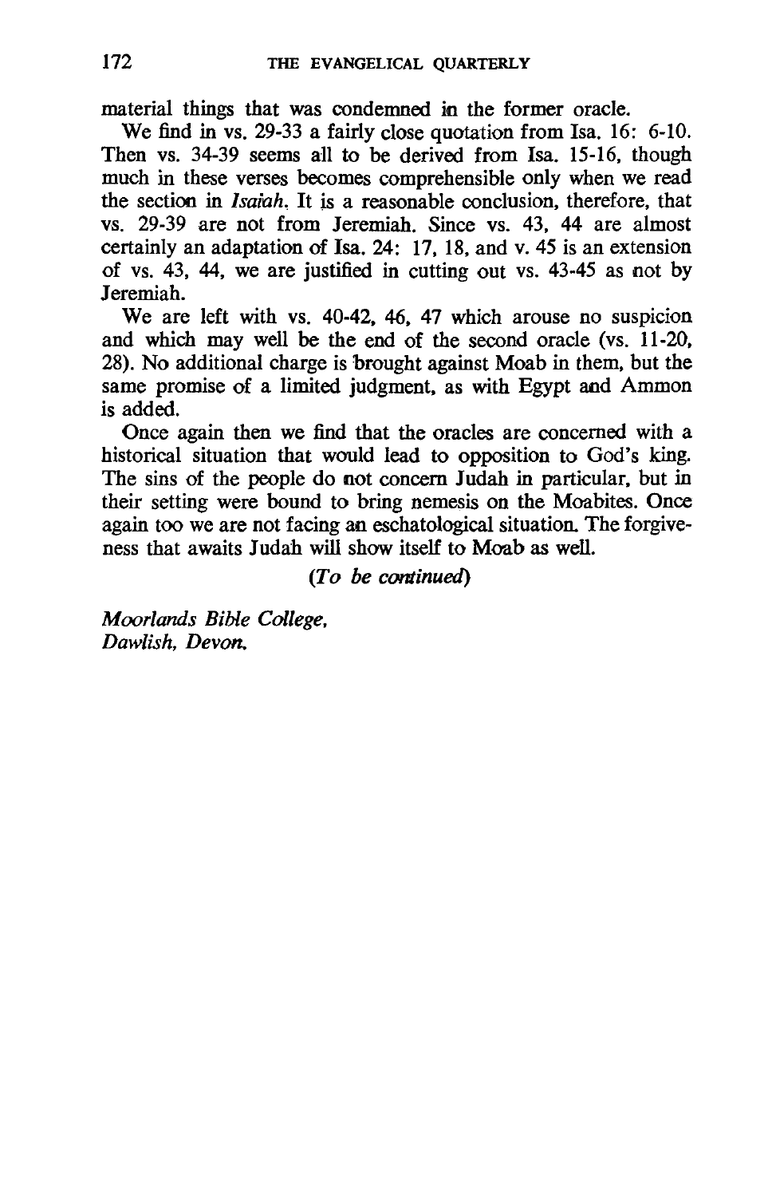material things that was condemned in the former oracle.

We find in vs. 29-33 a fairly close quotation from Isa. 16: 6-10. Then vs. 34-39 seems all to be derived from Isa. 15-16, though much in these verses becomes comprehensible only when we read the section in *Isaiah*. It is a reasonable conclusion, therefore, that vs. 29-39 are not from Jeremiah. Since vs. 43, 44 are almost certainly an adaptation of Isa. 24: 17, 18, and v. 45 is an extension of vs. 43, 44, we are justified in cutting out vs. 43-45 as not by Jeremiah.

We are left with vs. 40-42, 46, 47 which arouse no suspicion and which may well be the end of the second oracle (vs. 11-20, 28). No additional charge is brought against Moab in them, but the same promise of a limited judgment, as with Egypt and Ammon is added.

Once again then we find that the oracles are concerned with a historical situation that would lead to opposition to God's king. The sins of the people do not concern Judah in particular, but in their setting were bound to bring nemesis on the Moabites. Once again too we are not facing an eschatological situation. The forgiveness that awaits Judah will show itself to Moab as well.

*(To be continued)*

*Moorlands Bible College,*
*Dawlish, Devon.*